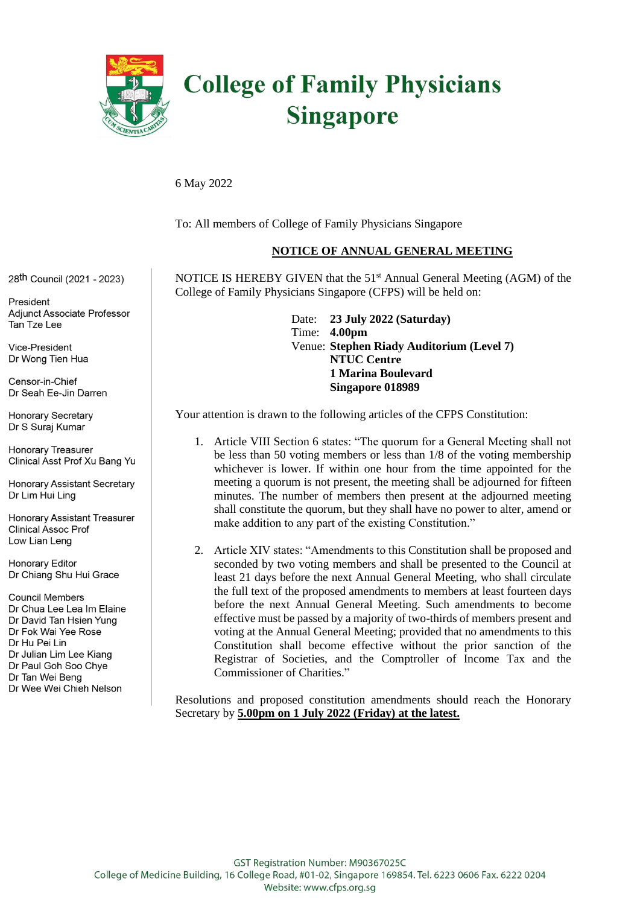# College of Family Physicians Singapore

6 May 2022

To: All members of College of Family Physicians Singapore

28th Council (2021 - 2023)

President
Adjunct Associate Professor
Tan Tze Lee

Vice-President
Dr Wong Tien Hua

Censor-in-Chief
Dr Seah Ee-Jin Darren

Honorary Secretary
Dr S Suraj Kumar

Honorary Treasurer
Clinical Asst Prof Xu Bang Yu

Honorary Assistant Secretary
Dr Lim Hui Ling

Honorary Assistant Treasurer
Clinical Assoc Prof
Low Lian Leng

Honorary Editor
Dr Chiang Shu Hui Grace

Council Members
Dr Chua Lee Lea Im Elaine
Dr David Tan Hsien Yung
Dr Fok Wai Yee Rose
Dr Hu Pei Lin
Dr Julian Lim Lee Kiang
Dr Paul Goh Soo Chye
Dr Tan Wei Beng
Dr Wee Wei Chieh Nelson

## NOTICE OF ANNUAL GENERAL MEETING

NOTICE IS HEREBY GIVEN that the 51st Annual General Meeting (AGM) of the College of Family Physicians Singapore (CFPS) will be held on:

Date: **23 July 2022 (Saturday)**
Time: **4.00pm**
Venue: **Stephen Riady Auditorium (Level 7)**
**NTUC Centre**
**1 Marina Boulevard**
**Singapore 018989**

Your attention is drawn to the following articles of the CFPS Constitution:

1. Article VIII Section 6 states: "The quorum for a General Meeting shall not be less than 50 voting members or less than 1/8 of the voting membership whichever is lower. If within one hour from the time appointed for the meeting a quorum is not present, the meeting shall be adjourned for fifteen minutes. The number of members then present at the adjourned meeting shall constitute the quorum, but they shall have no power to alter, amend or make addition to any part of the existing Constitution."

2. Article XIV states: "Amendments to this Constitution shall be proposed and seconded by two voting members and shall be presented to the Council at least 21 days before the next Annual General Meeting, who shall circulate the full text of the proposed amendments to members at least fourteen days before the next Annual General Meeting. Such amendments to become effective must be passed by a majority of two-thirds of members present and voting at the Annual General Meeting; provided that no amendments to this Constitution shall become effective without the prior sanction of the Registrar of Societies, and the Comptroller of Income Tax and the Commissioner of Charities."

Resolutions and proposed constitution amendments should reach the Honorary Secretary by **5.00pm on 1 July 2022 (Friday) at the latest.**

GST Registration Number: M90367025C
College of Medicine Building, 16 College Road, #01-02, Singapore 169854. Tel. 6223 0606 Fax. 6222 0204
Website: www.cfps.org.sg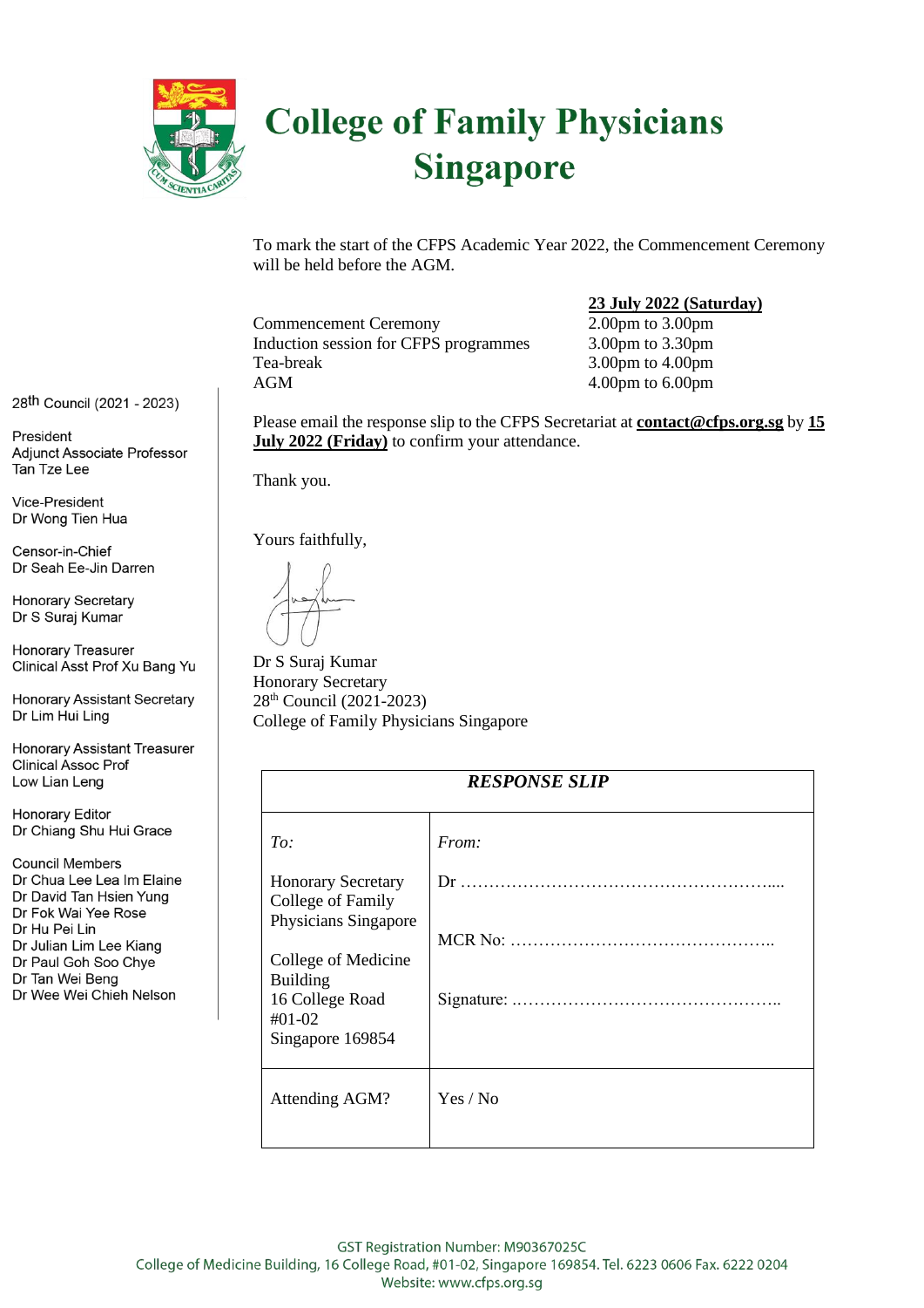# College of Family Physicians Singapore

28th Council (2021 - 2023)

President
Adjunct Associate Professor
Tan Tze Lee

Vice-President
Dr Wong Tien Hua

Censor-in-Chief
Dr Seah Ee-Jin Darren

Honorary Secretary
Dr S Suraj Kumar

Honorary Treasurer
Clinical Asst Prof Xu Bang Yu

Honorary Assistant Secretary
Dr Lim Hui Ling

Honorary Assistant Treasurer
Clinical Assoc Prof
Low Lian Leng

Honorary Editor
Dr Chiang Shu Hui Grace

Council Members
Dr Chua Lee Lea Im Elaine
Dr David Tan Hsien Yung
Dr Fok Wai Yee Rose
Dr Hu Pei Lin
Dr Julian Lim Lee Kiang
Dr Paul Goh Soo Chye
Dr Tan Wei Beng
Dr Wee Wei Chieh Nelson

To mark the start of the CFPS Academic Year 2022, the Commencement Ceremony will be held before the AGM.

| | **23 July 2022 (Saturday)** |
|---|---|
| Commencement Ceremony | 2.00pm to 3.00pm |
| Induction session for CFPS programmes | 3.00pm to 3.30pm |
| Tea-break | 3.00pm to 4.00pm |
| AGM | 4.00pm to 6.00pm |

Please email the response slip to the CFPS Secretariat at **contact@cfps.org.sg** by **15 July 2022 (Friday)** to confirm your attendance.

Thank you.

Yours faithfully,

Dr S Suraj Kumar
Honorary Secretary
28th Council (2021-2023)
College of Family Physicians Singapore

| ***RESPONSE SLIP*** | |
|---|---|
| *To:*<br><br>Honorary Secretary<br>College of Family Physicians Singapore<br><br>College of Medicine Building<br>16 College Road<br>#01-02<br>Singapore 169854 | *From:*<br><br>Dr …………………………………………….....<br><br>MCR No: ………………………………………..<br><br>Signature: ……………………………………….. |
| Attending AGM? | Yes / No |

GST Registration Number: M90367025C
College of Medicine Building, 16 College Road, #01-02, Singapore 169854. Tel. 6223 0606 Fax. 6222 0204
Website: www.cfps.org.sg